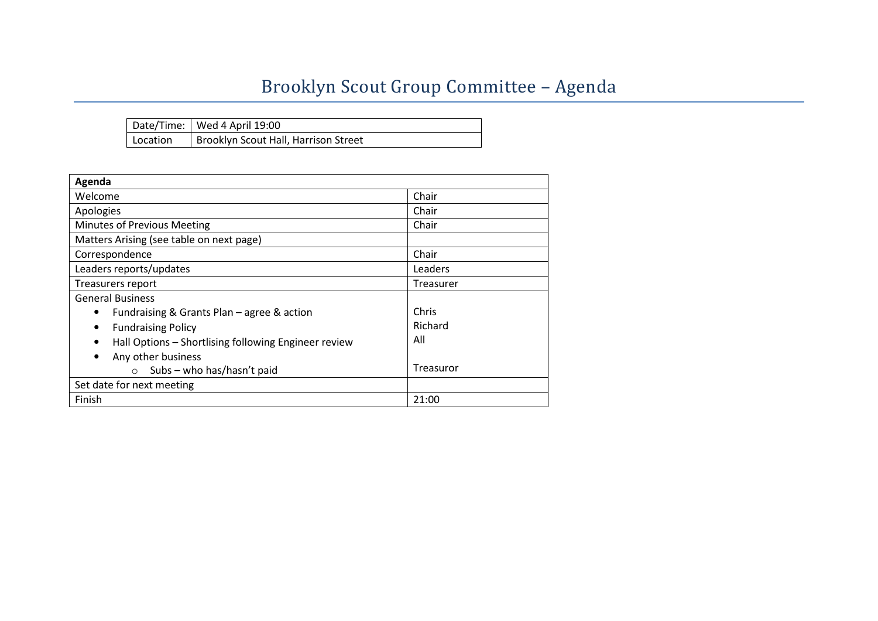# Brooklyn Scout Group Committee – Agenda

| Date/Time: | Wed 4 April 19:00 |
|---|---|
| Location | Brooklyn Scout Hall, Harrison Street |

| **Agenda** | |
|---|---|
| Welcome | Chair |
| Apologies | Chair |
| Minutes of Previous Meeting | Chair |
| Matters Arising (see table on next page) | |
| Correspondence | Chair |
| Leaders reports/updates | Leaders |
| Treasurers report | Treasurer |
| General Business<br>• Fundraising & Grants Plan – agree & action<br>• Fundraising Policy<br>• Hall Options – Shortlising following Engineer review<br>• Any other business<br>  ○ Subs – who has/hasn't paid | <br>Chris<br>Richard<br>All<br><br>Treasuror |
| Set date for next meeting | |
| Finish | 21:00 |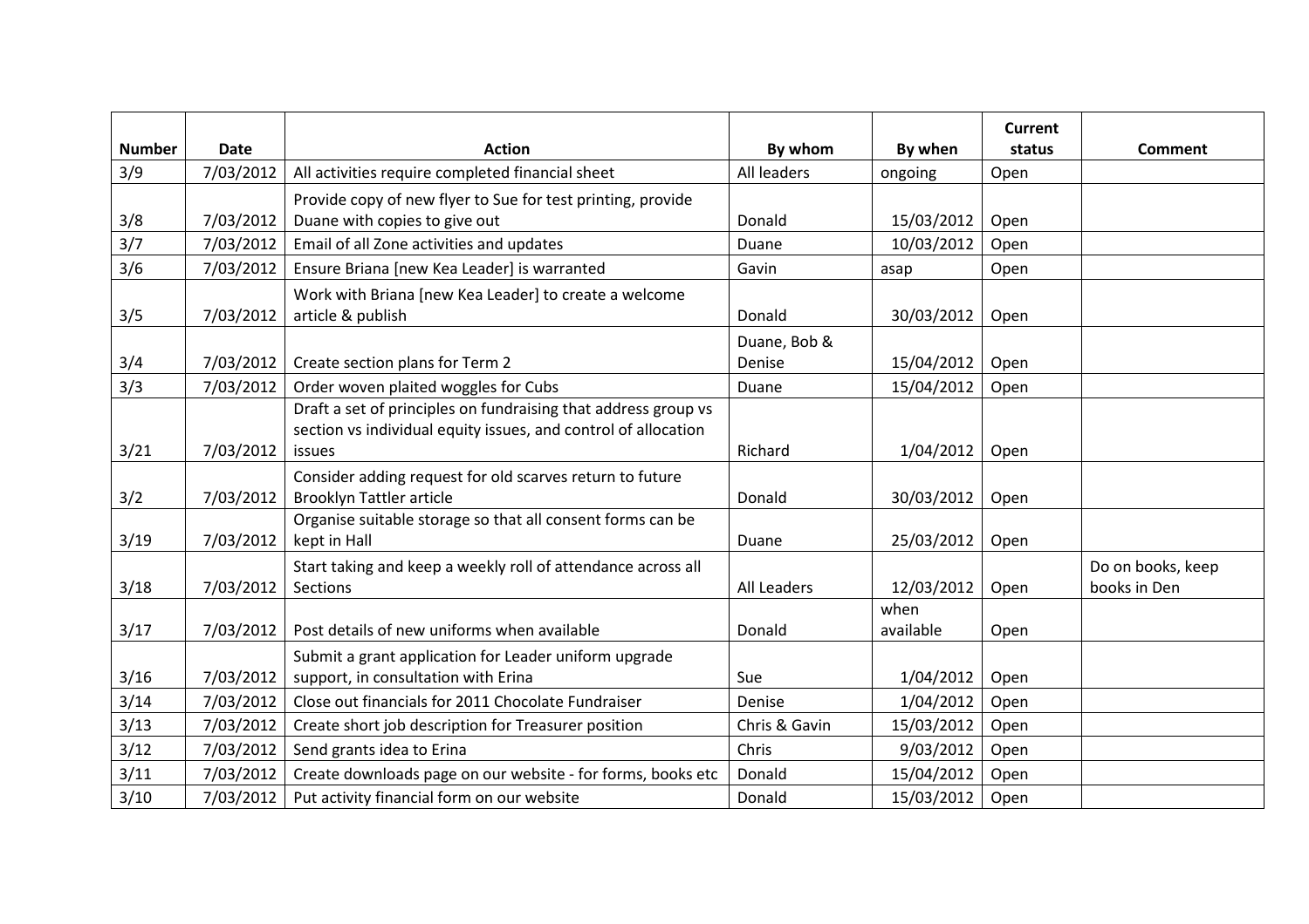| Number | Date | Action | By whom | By when | Current status | Comment |
|---|---|---|---|---|---|---|
| 3/9 | 7/03/2012 | All activities require completed financial sheet | All leaders | ongoing | Open | |
| 3/8 | 7/03/2012 | Provide copy of new flyer to Sue for test printing, provide Duane with copies to give out | Donald | 15/03/2012 | Open | |
| 3/7 | 7/03/2012 | Email of all Zone activities and updates | Duane | 10/03/2012 | Open | |
| 3/6 | 7/03/2012 | Ensure Briana [new Kea Leader] is warranted | Gavin | asap | Open | |
| 3/5 | 7/03/2012 | Work with Briana [new Kea Leader] to create a welcome article & publish | Donald | 30/03/2012 | Open | |
| 3/4 | 7/03/2012 | Create section plans for Term 2 | Duane, Bob & Denise | 15/04/2012 | Open | |
| 3/3 | 7/03/2012 | Order woven plaited woggles for Cubs | Duane | 15/04/2012 | Open | |
| 3/21 | 7/03/2012 | Draft a set of principles on fundraising that address group vs section vs individual equity issues, and control of allocation issues | Richard | 1/04/2012 | Open | |
| 3/2 | 7/03/2012 | Consider adding request for old scarves return to future Brooklyn Tattler article | Donald | 30/03/2012 | Open | |
| 3/19 | 7/03/2012 | Organise suitable storage so that all consent forms can be kept in Hall | Duane | 25/03/2012 | Open | |
| 3/18 | 7/03/2012 | Start taking and keep a weekly roll of attendance across all Sections | All Leaders | 12/03/2012 | Open | Do on books, keep books in Den |
| 3/17 | 7/03/2012 | Post details of new uniforms when available | Donald | when available | Open | |
| 3/16 | 7/03/2012 | Submit a grant application for Leader uniform upgrade support, in consultation with Erina | Sue | 1/04/2012 | Open | |
| 3/14 | 7/03/2012 | Close out financials for 2011 Chocolate Fundraiser | Denise | 1/04/2012 | Open | |
| 3/13 | 7/03/2012 | Create short job description for Treasurer position | Chris & Gavin | 15/03/2012 | Open | |
| 3/12 | 7/03/2012 | Send grants idea to Erina | Chris | 9/03/2012 | Open | |
| 3/11 | 7/03/2012 | Create downloads page on our website - for forms, books etc | Donald | 15/04/2012 | Open | |
| 3/10 | 7/03/2012 | Put activity financial form on our website | Donald | 15/03/2012 | Open | |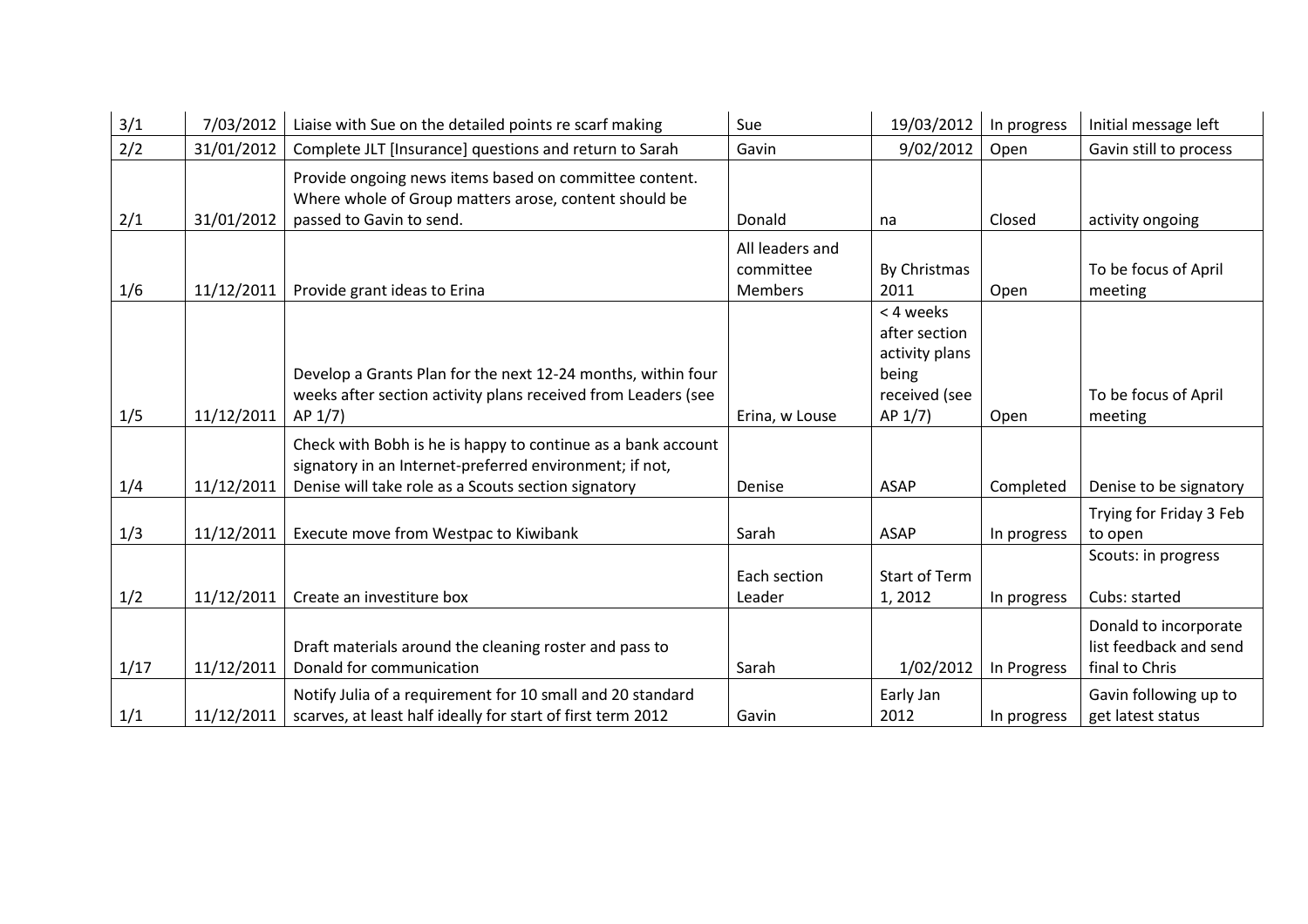| | | | | | | |
|---|---|---|---|---|---|---|
| 3/1 | 7/03/2012 | Liaise with Sue on the detailed points re scarf making | Sue | 19/03/2012 | In progress | Initial message left |
| 2/2 | 31/01/2012 | Complete JLT [Insurance] questions and return to Sarah | Gavin | 9/02/2012 | Open | Gavin still to process |
| 2/1 | 31/01/2012 | Provide ongoing news items based on committee content. Where whole of Group matters arose, content should be passed to Gavin to send. | Donald | na | Closed | activity ongoing |
| 1/6 | 11/12/2011 | Provide grant ideas to Erina | All leaders and committee Members | By Christmas 2011 | Open | To be focus of April meeting |
| 1/5 | 11/12/2011 | Develop a Grants Plan for the next 12-24 months, within four weeks after section activity plans received from Leaders (see AP 1/7) | Erina, w Louse | < 4 weeks after section activity plans being received (see AP 1/7) | Open | To be focus of April meeting |
| 1/4 | 11/12/2011 | Check with Bobh is he is happy to continue as a bank account signatory in an Internet-preferred environment; if not, Denise will take role as a Scouts section signatory | Denise | ASAP | Completed | Denise to be signatory |
| 1/3 | 11/12/2011 | Execute move from Westpac to Kiwibank | Sarah | ASAP | In progress | Trying for Friday 3 Feb to open |
| 1/2 | 11/12/2011 | Create an investiture box | Each section Leader | Start of Term 1, 2012 | In progress | Scouts: in progress<br>Cubs: started |
| 1/17 | 11/12/2011 | Draft materials around the cleaning roster and pass to Donald for communication | Sarah | 1/02/2012 | In Progress | Donald to incorporate list feedback and send final to Chris |
| 1/1 | 11/12/2011 | Notify Julia of a requirement for 10 small and 20 standard scarves, at least half ideally for start of first term 2012 | Gavin | Early Jan 2012 | In progress | Gavin following up to get latest status |